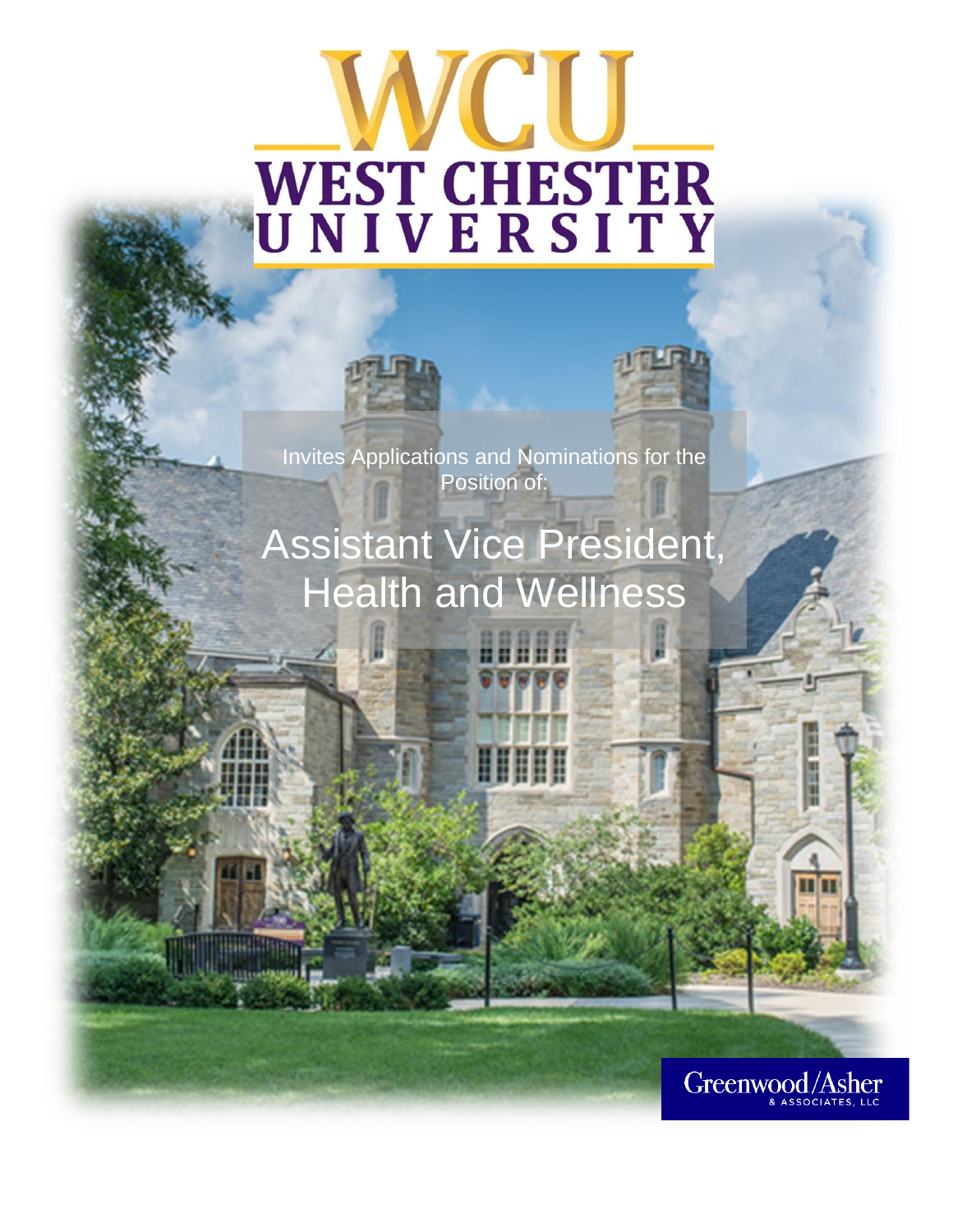WCU

WEST CHESTER UNIVERSITY

Invites Applications and Nominations for the Position of:

# Assistant Vice President, Health and Wellness

Greenwood/Asher & ASSOCIATES, LLC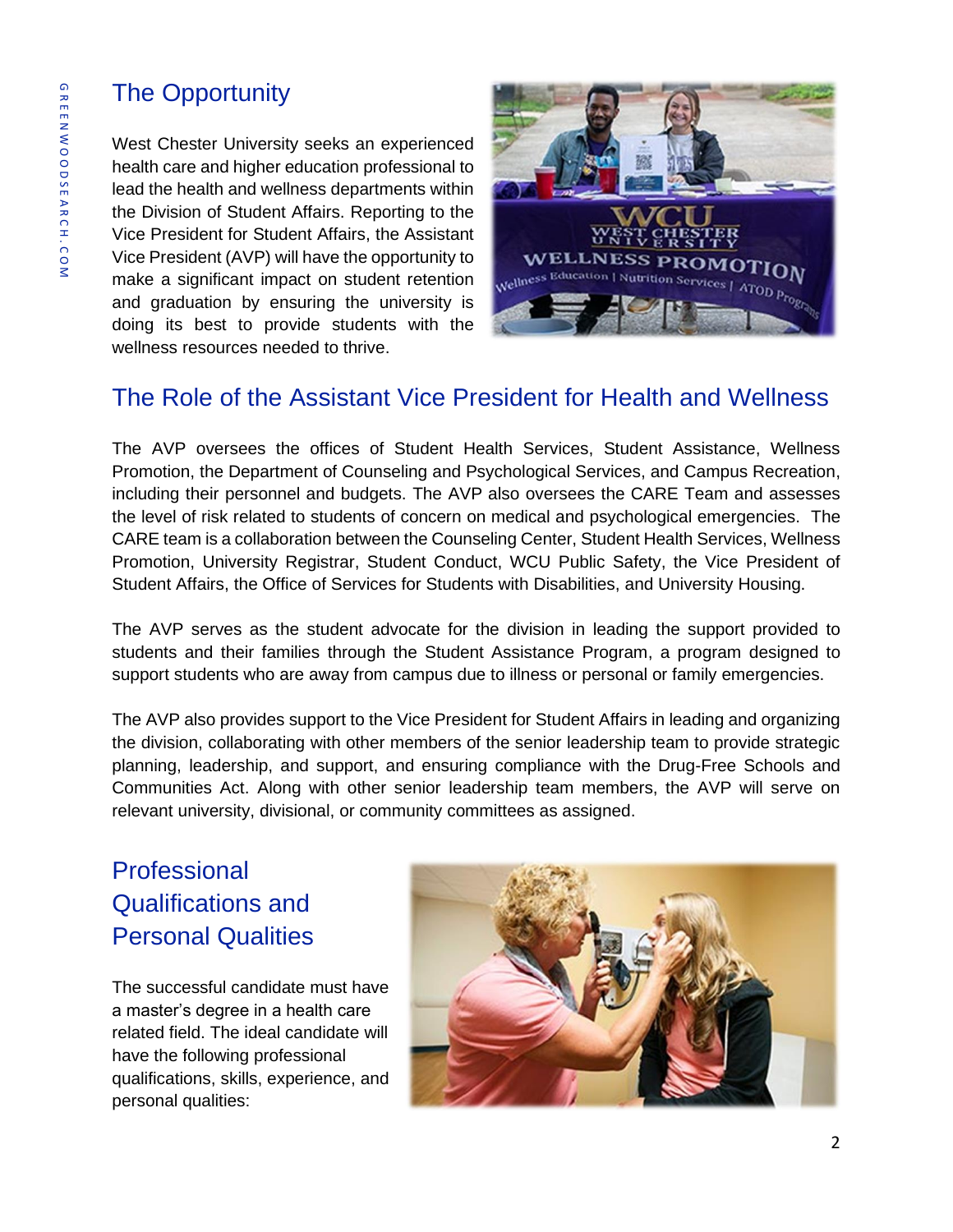## The Opportunity

West Chester University seeks an experienced health care and higher education professional to lead the health and wellness departments within the Division of Student Affairs. Reporting to the Vice President for Student Affairs, the Assistant Vice President (AVP) will have the opportunity to make a significant impact on student retention and graduation by ensuring the university is doing its best to provide students with the wellness resources needed to thrive.

## The Role of the Assistant Vice President for Health and Wellness

The AVP oversees the offices of Student Health Services, Student Assistance, Wellness Promotion, the Department of Counseling and Psychological Services, and Campus Recreation, including their personnel and budgets. The AVP also oversees the CARE Team and assesses the level of risk related to students of concern on medical and psychological emergencies. The CARE team is a collaboration between the Counseling Center, Student Health Services, Wellness Promotion, University Registrar, Student Conduct, WCU Public Safety, the Vice President of Student Affairs, the Office of Services for Students with Disabilities, and University Housing.

The AVP serves as the student advocate for the division in leading the support provided to students and their families through the Student Assistance Program, a program designed to support students who are away from campus due to illness or personal or family emergencies.

The AVP also provides support to the Vice President for Student Affairs in leading and organizing the division, collaborating with other members of the senior leadership team to provide strategic planning, leadership, and support, and ensuring compliance with the Drug-Free Schools and Communities Act. Along with other senior leadership team members, the AVP will serve on relevant university, divisional, or community committees as assigned.

## Professional Qualifications and Personal Qualities

The successful candidate must have a master's degree in a health care related field. The ideal candidate will have the following professional qualifications, skills, experience, and personal qualities: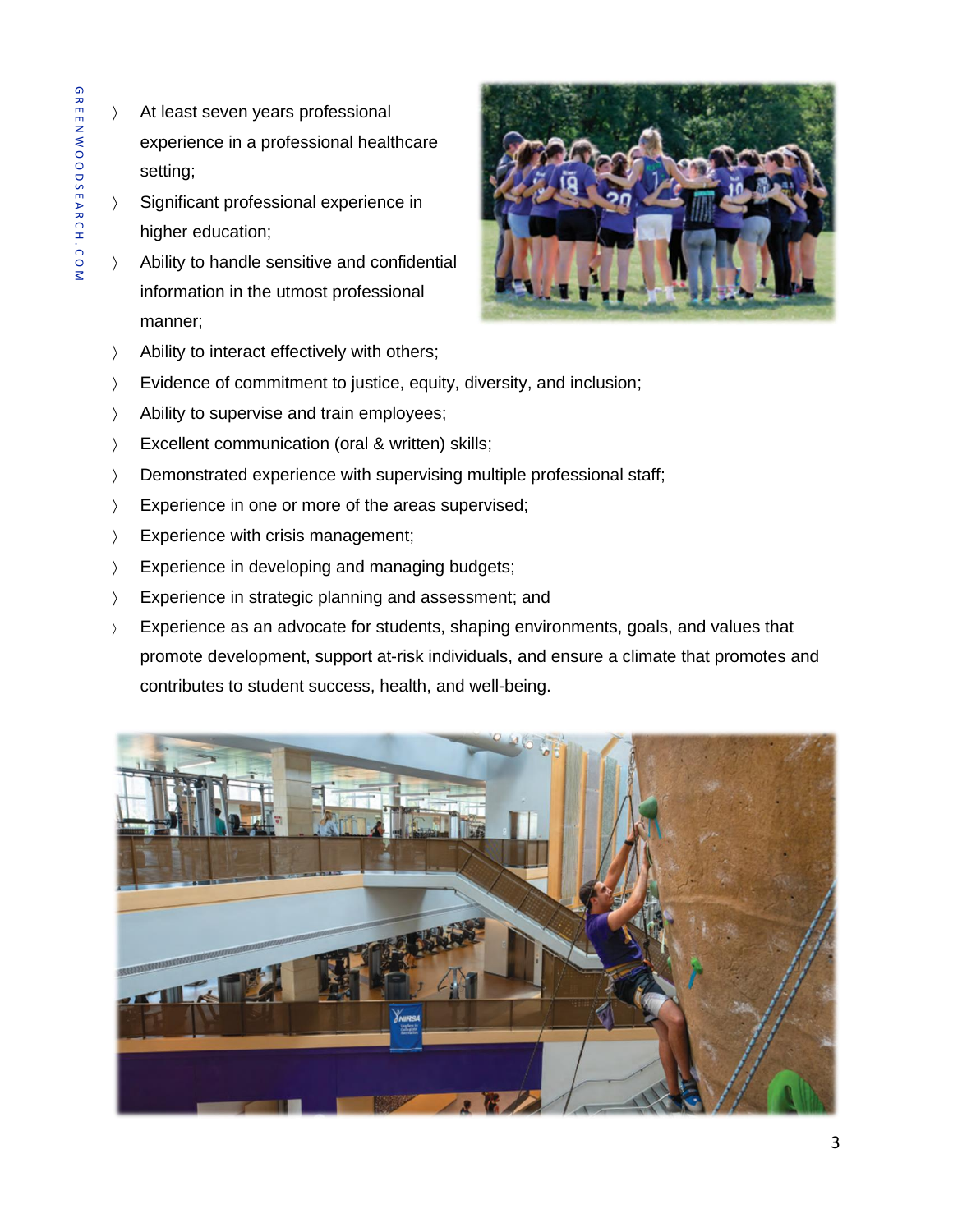- At least seven years professional experience in a professional healthcare setting;
- Significant professional experience in higher education;
- Ability to handle sensitive and confidential information in the utmost professional manner;
- Ability to interact effectively with others;
- Evidence of commitment to justice, equity, diversity, and inclusion;
- Ability to supervise and train employees;
- Excellent communication (oral & written) skills;
- Demonstrated experience with supervising multiple professional staff;
- Experience in one or more of the areas supervised;
- Experience with crisis management;
- Experience in developing and managing budgets;
- Experience in strategic planning and assessment; and
- Experience as an advocate for students, shaping environments, goals, and values that promote development, support at-risk individuals, and ensure a climate that promotes and contributes to student success, health, and well-being.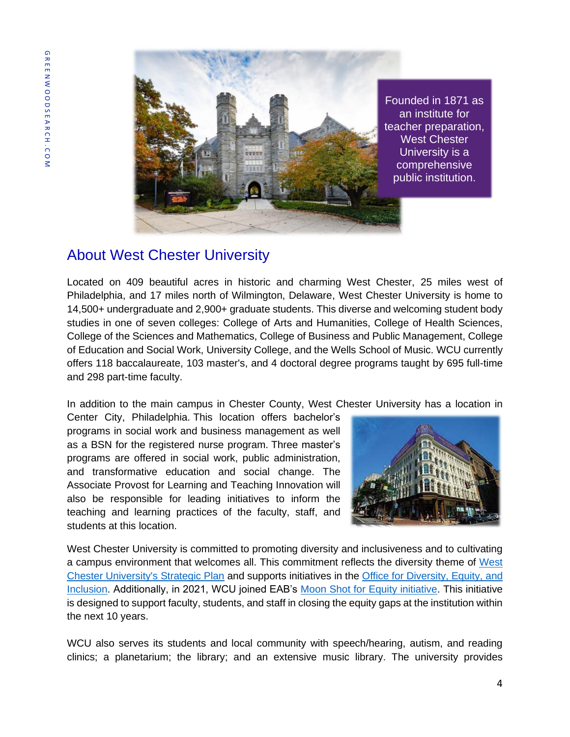Founded in 1871 as an institute for teacher preparation, West Chester University is a comprehensive public institution.

## About West Chester University

Located on 409 beautiful acres in historic and charming West Chester, 25 miles west of Philadelphia, and 17 miles north of Wilmington, Delaware, West Chester University is home to 14,500+ undergraduate and 2,900+ graduate students. This diverse and welcoming student body studies in one of seven colleges: College of Arts and Humanities, College of Health Sciences, College of the Sciences and Mathematics, College of Business and Public Management, College of Education and Social Work, University College, and the Wells School of Music. WCU currently offers 118 baccalaureate, 103 master's, and 4 doctoral degree programs taught by 695 full-time and 298 part-time faculty.

In addition to the main campus in Chester County, West Chester University has a location in Center City, Philadelphia. This location offers bachelor's programs in social work and business management as well as a BSN for the registered nurse program. Three master's programs are offered in social work, public administration, and transformative education and social change. The Associate Provost for Learning and Teaching Innovation will also be responsible for leading initiatives to inform the teaching and learning practices of the faculty, staff, and students at this location.

West Chester University is committed to promoting diversity and inclusiveness and to cultivating a campus environment that welcomes all. This commitment reflects the diversity theme of West Chester University's Strategic Plan and supports initiatives in the Office for Diversity, Equity, and Inclusion. Additionally, in 2021, WCU joined EAB's Moon Shot for Equity initiative. This initiative is designed to support faculty, students, and staff in closing the equity gaps at the institution within the next 10 years.

WCU also serves its students and local community with speech/hearing, autism, and reading clinics; a planetarium; the library; and an extensive music library. The university provides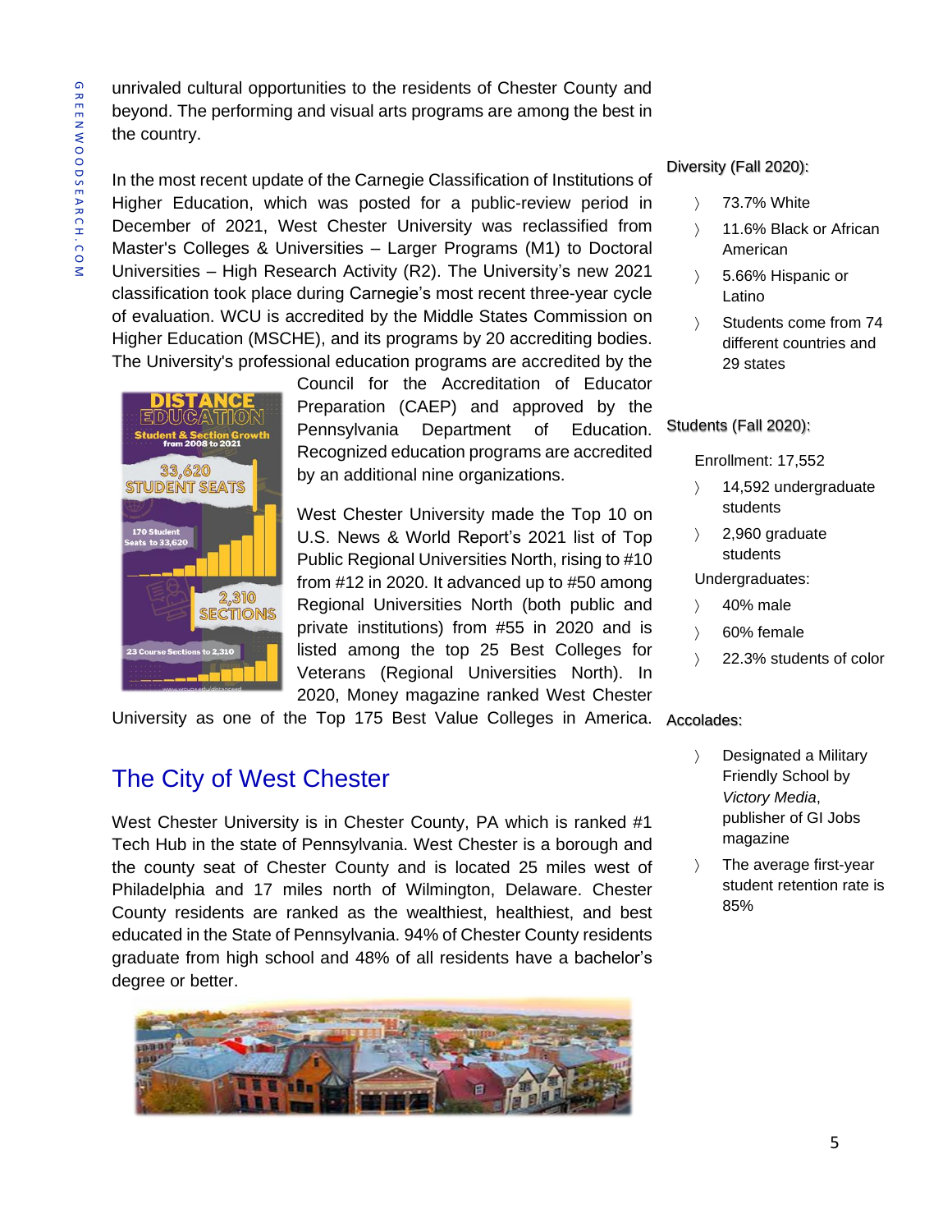unrivaled cultural opportunities to the residents of Chester County and beyond. The performing and visual arts programs are among the best in the country.

In the most recent update of the Carnegie Classification of Institutions of Higher Education, which was posted for a public-review period in December of 2021, West Chester University was reclassified from Master's Colleges & Universities – Larger Programs (M1) to Doctoral Universities – High Research Activity (R2). The University's new 2021 classification took place during Carnegie's most recent three-year cycle of evaluation. WCU is accredited by the Middle States Commission on Higher Education (MSCHE), and its programs by 20 accrediting bodies. The University's professional education programs are accredited by the Council for the Accreditation of Educator Preparation (CAEP) and approved by the Pennsylvania Department of Education. Recognized education programs are accredited by an additional nine organizations.

West Chester University made the Top 10 on U.S. News & World Report's 2021 list of Top Public Regional Universities North, rising to #10 from #12 in 2020. It advanced up to #50 among Regional Universities North (both public and private institutions) from #55 in 2020 and is listed among the top 25 Best Colleges for Veterans (Regional Universities North). In 2020, Money magazine ranked West Chester University as one of the Top 175 Best Value Colleges in America.

Diversity (Fall 2020):

- 73.7% White
- 11.6% Black or African American
- 5.66% Hispanic or Latino
- Students come from 74 different countries and 29 states

Students (Fall 2020):

Enrollment: 17,552

- 14,592 undergraduate students
- 2,960 graduate students

Undergraduates:

- 40% male
- 60% female
- 22.3% students of color

Accolades:

- Designated a Military Friendly School by *Victory Media*, publisher of GI Jobs magazine
- The average first-year student retention rate is 85%

## The City of West Chester

West Chester University is in Chester County, PA which is ranked #1 Tech Hub in the state of Pennsylvania. West Chester is a borough and the county seat of Chester County and is located 25 miles west of Philadelphia and 17 miles north of Wilmington, Delaware. Chester County residents are ranked as the wealthiest, healthiest, and best educated in the State of Pennsylvania. 94% of Chester County residents graduate from high school and 48% of all residents have a bachelor's degree or better.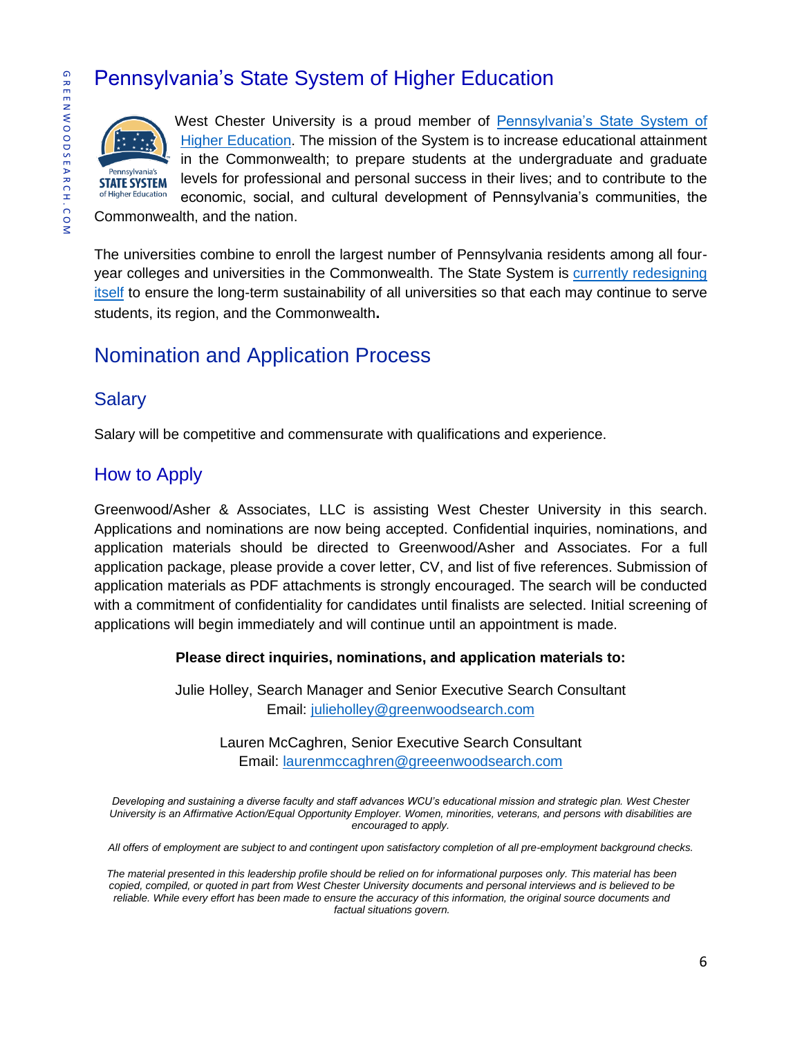# Pennsylvania's State System of Higher Education

West Chester University is a proud member of [Pennsylvania's State System of Higher Education](). The mission of the System is to increase educational attainment in the Commonwealth; to prepare students at the undergraduate and graduate levels for professional and personal success in their lives; and to contribute to the economic, social, and cultural development of Pennsylvania's communities, the Commonwealth, and the nation.

The universities combine to enroll the largest number of Pennsylvania residents among all four-year colleges and universities in the Commonwealth. The State System is [currently redesigning itself]() to ensure the long-term sustainability of all universities so that each may continue to serve students, its region, and the Commonwealth**.**

# Nomination and Application Process

## Salary

Salary will be competitive and commensurate with qualifications and experience.

## How to Apply

Greenwood/Asher & Associates, LLC is assisting West Chester University in this search. Applications and nominations are now being accepted. Confidential inquiries, nominations, and application materials should be directed to Greenwood/Asher and Associates. For a full application package, please provide a cover letter, CV, and list of five references. Submission of application materials as PDF attachments is strongly encouraged. The search will be conducted with a commitment of confidentiality for candidates until finalists are selected. Initial screening of applications will begin immediately and will continue until an appointment is made.

**Please direct inquiries, nominations, and application materials to:**

Julie Holley, Search Manager and Senior Executive Search Consultant
Email: juliehollev@greenwoodsearch.com

Lauren McCaghren, Senior Executive Search Consultant
Email: laurenmccaghren@greeenwoodsearch.com

*Developing and sustaining a diverse faculty and staff advances WCU's educational mission and strategic plan. West Chester University is an Affirmative Action/Equal Opportunity Employer. Women, minorities, veterans, and persons with disabilities are encouraged to apply.*

*All offers of employment are subject to and contingent upon satisfactory completion of all pre-employment background checks.*

*The material presented in this leadership profile should be relied on for informational purposes only. This material has been copied, compiled, or quoted in part from West Chester University documents and personal interviews and is believed to be reliable. While every effort has been made to ensure the accuracy of this information, the original source documents and factual situations govern.*